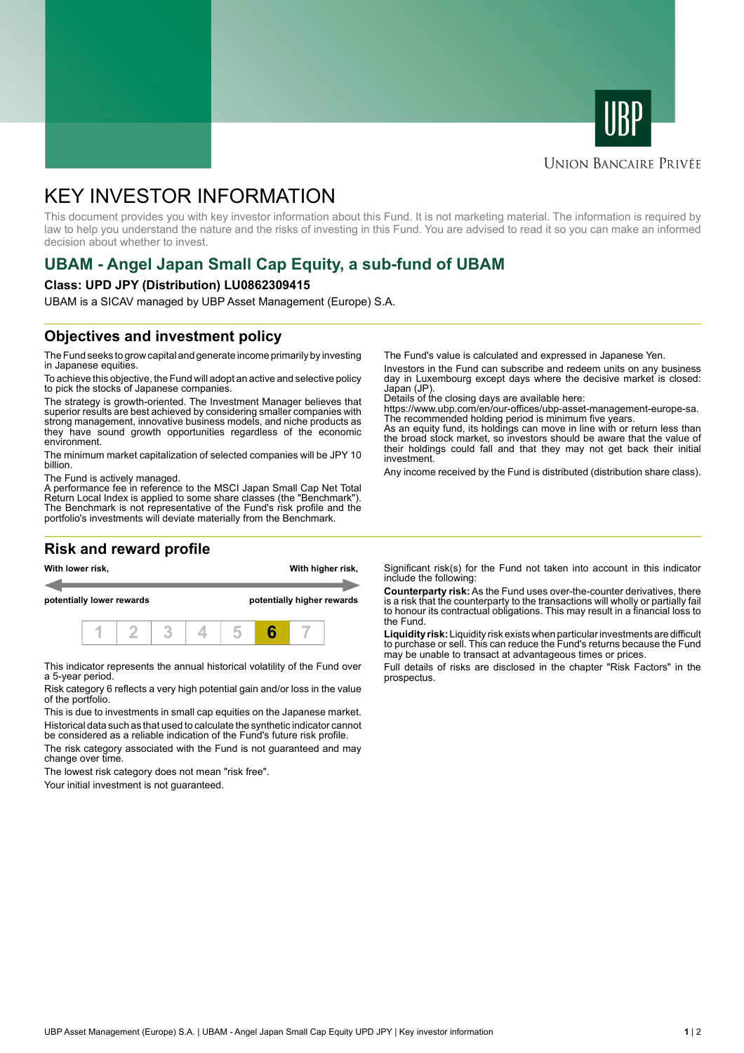Union Bancaire Privée

# KEY INVESTOR INFORMATION

This document provides you with key investor information about this Fund. It is not marketing material. The information is required by law to help you understand the nature and the risks of investing in this Fund. You are advised to read it so you can make an informed decision about whether to invest.

## UBAM - Angel Japan Small Cap Equity, a sub-fund of UBAM

**Class: UPD JPY (Distribution) LU0862309415**

UBAM is a SICAV managed by UBP Asset Management (Europe) S.A.

## Objectives and investment policy

The Fund seeks to grow capital and generate income primarily by investing in Japanese equities.

To achieve this objective, the Fund will adopt an active and selective policy to pick the stocks of Japanese companies.

The strategy is growth-oriented. The Investment Manager believes that superior results are best achieved by considering smaller companies with strong management, innovative business models, and niche products as they have sound growth opportunities regardless of the economic environment.

The minimum market capitalization of selected companies will be JPY 10 billion.

The Fund is actively managed.
A performance fee in reference to the MSCI Japan Small Cap Net Total Return Local Index is applied to some share classes (the "Benchmark"). The Benchmark is not representative of the Fund's risk profile and the portfolio's investments will deviate materially from the Benchmark.

The Fund's value is calculated and expressed in Japanese Yen.

Investors in the Fund can subscribe and redeem units on any business day in Luxembourg except days where the decisive market is closed: Japan (JP).
Details of the closing days are available here:
https://www.ubp.com/en/our-offices/ubp-asset-management-europe-sa.
The recommended holding period is minimum five years.
As an equity fund, its holdings can move in line with or return less than the broad stock market, so investors should be aware that the value of their holdings could fall and that they may not get back their initial investment.

Any income received by the Fund is distributed (distribution share class).

## Risk and reward profile

| With lower risk, potentially lower rewards | | | | | | With higher risk, potentially higher rewards |
|---|---|---|---|---|---|---|
| 1 | 2 | 3 | 4 | 5 | **6** | 7 |

This indicator represents the annual historical volatility of the Fund over a 5-year period.

Risk category 6 reflects a very high potential gain and/or loss in the value of the portfolio.

This is due to investments in small cap equities on the Japanese market.

Historical data such as that used to calculate the synthetic indicator cannot be considered as a reliable indication of the Fund's future risk profile.

The risk category associated with the Fund is not guaranteed and may change over time.

The lowest risk category does not mean "risk free".

Your initial investment is not guaranteed.

Significant risk(s) for the Fund not taken into account in this indicator include the following:

**Counterparty risk:** As the Fund uses over-the-counter derivatives, there is a risk that the counterparty to the transactions will wholly or partially fail to honour its contractual obligations. This may result in a financial loss to the Fund.

**Liquidity risk:** Liquidity risk exists when particular investments are difficult to purchase or sell. This can reduce the Fund's returns because the Fund may be unable to transact at advantageous times or prices.

Full details of risks are disclosed in the chapter "Risk Factors" in the prospectus.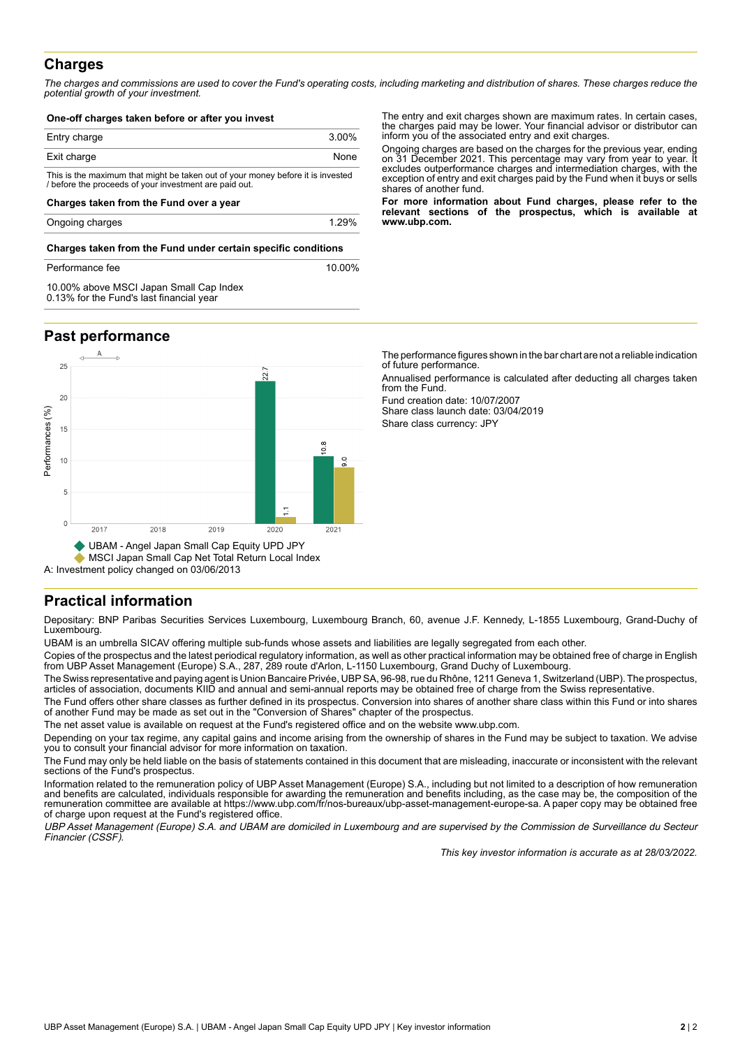## Charges

*The charges and commissions are used to cover the Fund's operating costs, including marketing and distribution of shares. These charges reduce the potential growth of your investment.*

| **One-off charges taken before or after you invest** | |
|---|---|
| Entry charge | 3.00% |
| Exit charge | None |

This is the maximum that might be taken out of your money before it is invested / before the proceeds of your investment are paid out.

| **Charges taken from the Fund over a year** | |
|---|---|
| Ongoing charges | 1.29% |

| **Charges taken from the Fund under certain specific conditions** | |
|---|---|
| Performance fee | 10.00% |

10.00% above MSCI Japan Small Cap Index
0.13% for the Fund's last financial year

The entry and exit charges shown are maximum rates. In certain cases, the charges paid may be lower. Your financial advisor or distributor can inform you of the associated entry and exit charges.

Ongoing charges are based on the charges for the previous year, ending on 31 December 2021. This percentage may vary from year to year. It excludes outperformance charges and intermediation charges, with the exception of entry and exit charges paid by the Fund when it buys or sells shares of another fund.

**For more information about Fund charges, please refer to the relevant sections of the prospectus, which is available at www.ubp.com.**

## Past performance

A

Performances (%)

25
20
15
10
5
0

2017 2018 2019 2020 2021

22.7
1.1
10.8
9.0

UBAM - Angel Japan Small Cap Equity UPD JPY

MSCI Japan Small Cap Net Total Return Local Index

A: Investment policy changed on 03/06/2013

The performance figures shown in the bar chart are not a reliable indication of future performance.

Annualised performance is calculated after deducting all charges taken from the Fund.

Fund creation date: 10/07/2007
Share class launch date: 03/04/2019
Share class currency: JPY

## Practical information

Depositary: BNP Paribas Securities Services Luxembourg, Luxembourg Branch, 60, avenue J.F. Kennedy, L-1855 Luxembourg, Grand-Duchy of Luxembourg.

UBAM is an umbrella SICAV offering multiple sub-funds whose assets and liabilities are legally segregated from each other.

Copies of the prospectus and the latest periodical regulatory information, as well as other practical information may be obtained free of charge in English from UBP Asset Management (Europe) S.A., 287, 289 route d'Arlon, L-1150 Luxembourg, Grand Duchy of Luxembourg.

The Swiss representative and paying agent is Union Bancaire Privée, UBP SA, 96-98, rue du Rhône, 1211 Geneva 1, Switzerland (UBP). The prospectus, articles of association, documents KIID and annual and semi-annual reports may be obtained free of charge from the Swiss representative.

The Fund offers other share classes as further defined in its prospectus. Conversion into shares of another share class within this Fund or into shares of another Fund may be made as set out in the "Conversion of Shares" chapter of the prospectus.

The net asset value is available on request at the Fund's registered office and on the website www.ubp.com.

Depending on your tax regime, any capital gains and income arising from the ownership of shares in the Fund may be subject to taxation. We advise you to consult your financial advisor for more information on taxation.

The Fund may only be held liable on the basis of statements contained in this document that are misleading, inaccurate or inconsistent with the relevant sections of the Fund's prospectus.

Information related to the remuneration policy of UBP Asset Management (Europe) S.A., including but not limited to a description of how remuneration and benefits are calculated, individuals responsible for awarding the remuneration and benefits including, as the case may be, the composition of the remuneration committee are available at https://www.ubp.com/fr/nos-bureaux/ubp-asset-management-europe-sa. A paper copy may be obtained free of charge upon request at the Fund's registered office.

*UBP Asset Management (Europe) S.A. and UBAM are domiciled in Luxembourg and are supervised by the Commission de Surveillance du Secteur Financier (CSSF).*

*This key investor information is accurate as at 28/03/2022.*